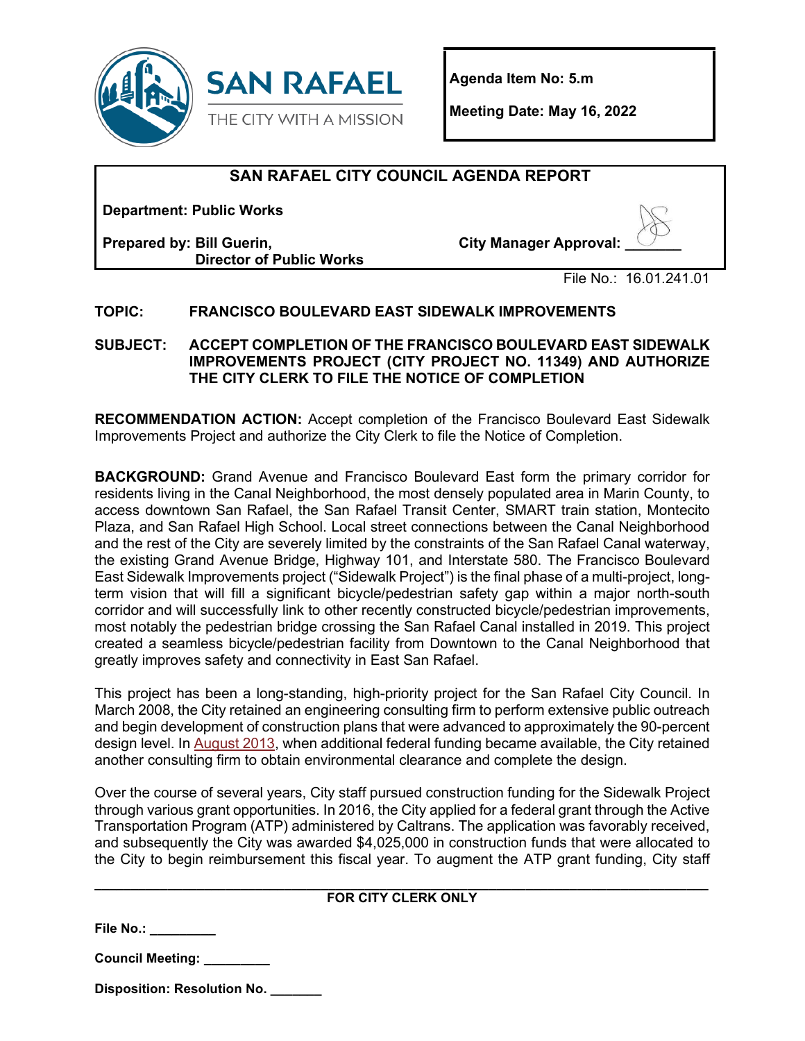**SAN RAFAEL**
THE CITY WITH A MISSION

**Agenda Item No: 5.m**

**Meeting Date: May 16, 2022**

## SAN RAFAEL CITY COUNCIL AGENDA REPORT

**Department: Public Works**

**Prepared by: Bill Guerin, Director of Public Works**

**City Manager Approval:** _______

File No.: 16.01.241.01

**TOPIC: FRANCISCO BOULEVARD EAST SIDEWALK IMPROVEMENTS**

**SUBJECT: ACCEPT COMPLETION OF THE FRANCISCO BOULEVARD EAST SIDEWALK IMPROVEMENTS PROJECT (CITY PROJECT NO. 11349) AND AUTHORIZE THE CITY CLERK TO FILE THE NOTICE OF COMPLETION**

**RECOMMENDATION ACTION:** Accept completion of the Francisco Boulevard East Sidewalk Improvements Project and authorize the City Clerk to file the Notice of Completion.

**BACKGROUND:** Grand Avenue and Francisco Boulevard East form the primary corridor for residents living in the Canal Neighborhood, the most densely populated area in Marin County, to access downtown San Rafael, the San Rafael Transit Center, SMART train station, Montecito Plaza, and San Rafael High School. Local street connections between the Canal Neighborhood and the rest of the City are severely limited by the constraints of the San Rafael Canal waterway, the existing Grand Avenue Bridge, Highway 101, and Interstate 580. The Francisco Boulevard East Sidewalk Improvements project ("Sidewalk Project") is the final phase of a multi-project, long-term vision that will fill a significant bicycle/pedestrian safety gap within a major north-south corridor and will successfully link to other recently constructed bicycle/pedestrian improvements, most notably the pedestrian bridge crossing the San Rafael Canal installed in 2019. This project created a seamless bicycle/pedestrian facility from Downtown to the Canal Neighborhood that greatly improves safety and connectivity in East San Rafael.

This project has been a long-standing, high-priority project for the San Rafael City Council. In March 2008, the City retained an engineering consulting firm to perform extensive public outreach and begin development of construction plans that were advanced to approximately the 90-percent design level. In August 2013, when additional federal funding became available, the City retained another consulting firm to obtain environmental clearance and complete the design.

Over the course of several years, City staff pursued construction funding for the Sidewalk Project through various grant opportunities. In 2016, the City applied for a federal grant through the Active Transportation Program (ATP) administered by Caltrans. The application was favorably received, and subsequently the City was awarded $4,025,000 in construction funds that were allocated to the City to begin reimbursement this fiscal year. To augment the ATP grant funding, City staff

---

**FOR CITY CLERK ONLY**

**File No.:** _________

**Council Meeting:** _________

**Disposition: Resolution No.** _______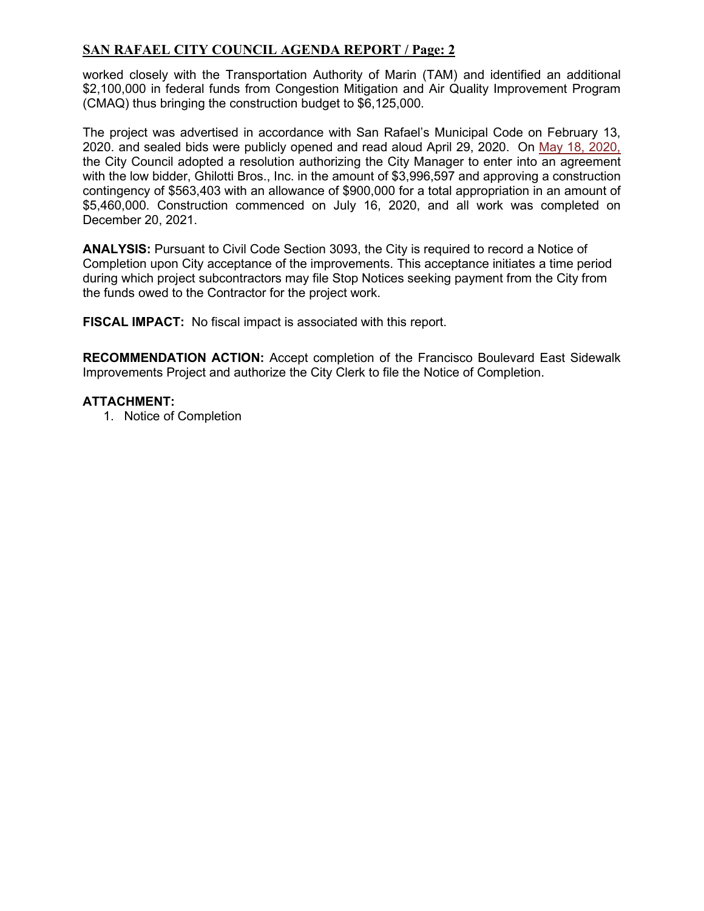worked closely with the Transportation Authority of Marin (TAM) and identified an additional $2,100,000 in federal funds from Congestion Mitigation and Air Quality Improvement Program (CMAQ) thus bringing the construction budget to $6,125,000.

The project was advertised in accordance with San Rafael's Municipal Code on February 13, 2020. and sealed bids were publicly opened and read aloud April 29, 2020. On May 18, 2020, the City Council adopted a resolution authorizing the City Manager to enter into an agreement with the low bidder, Ghilotti Bros., Inc. in the amount of $3,996,597 and approving a construction contingency of $563,403 with an allowance of $900,000 for a total appropriation in an amount of $5,460,000. Construction commenced on July 16, 2020, and all work was completed on December 20, 2021.

**ANALYSIS:** Pursuant to Civil Code Section 3093, the City is required to record a Notice of Completion upon City acceptance of the improvements. This acceptance initiates a time period during which project subcontractors may file Stop Notices seeking payment from the City from the funds owed to the Contractor for the project work.

**FISCAL IMPACT:** No fiscal impact is associated with this report.

**RECOMMENDATION ACTION:** Accept completion of the Francisco Boulevard East Sidewalk Improvements Project and authorize the City Clerk to file the Notice of Completion.

**ATTACHMENT:**

1. Notice of Completion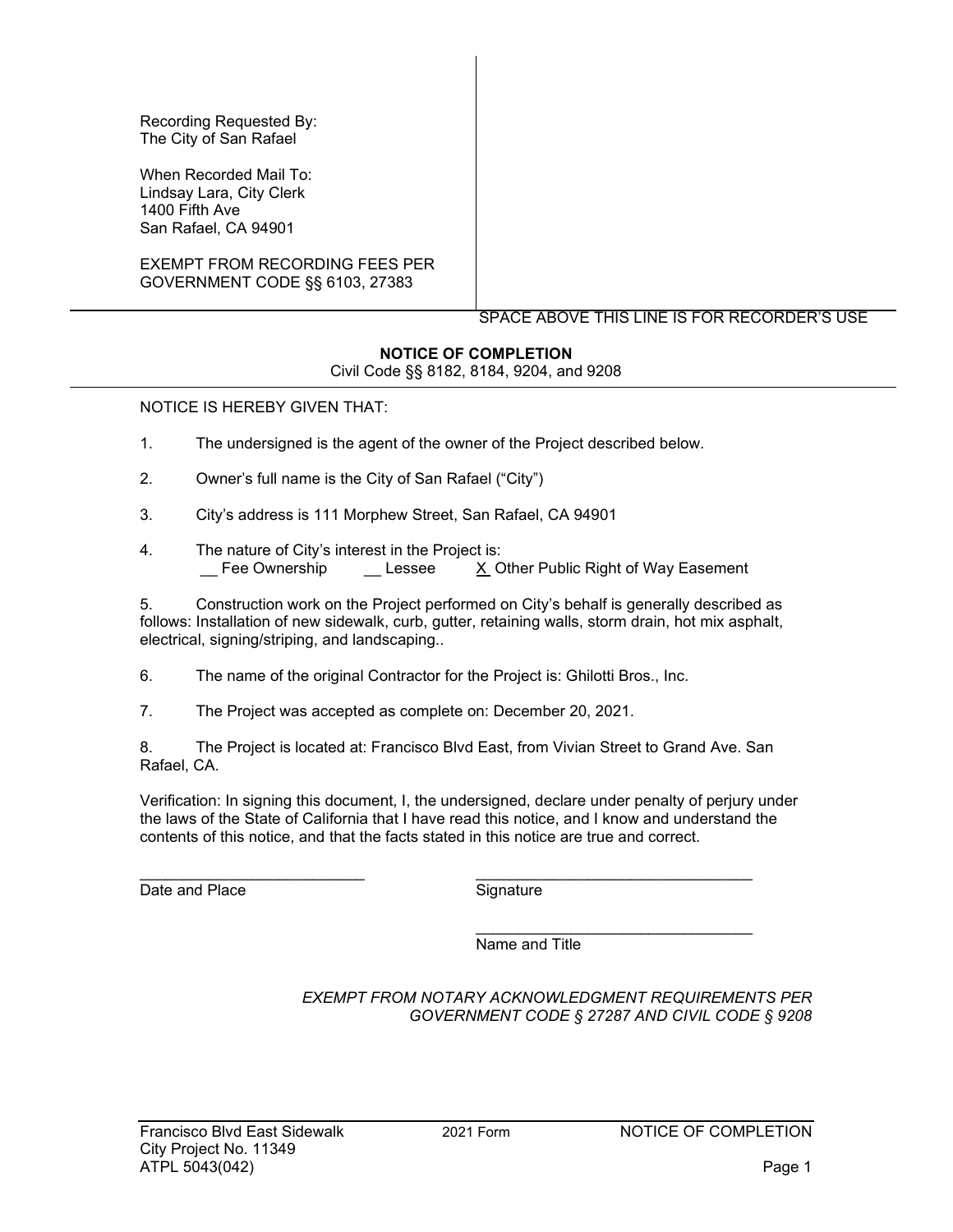Recording Requested By:
The City of San Rafael

When Recorded Mail To:
Lindsay Lara, City Clerk
1400 Fifth Ave
San Rafael, CA 94901

EXEMPT FROM RECORDING FEES PER GOVERNMENT CODE §§ 6103, 27383

SPACE ABOVE THIS LINE IS FOR RECORDER'S USE

**NOTICE OF COMPLETION**
Civil Code §§ 8182, 8184, 9204, and 9208

NOTICE IS HEREBY GIVEN THAT:

1. The undersigned is the agent of the owner of the Project described below.

2. Owner's full name is the City of San Rafael ("City")

3. City's address is 111 Morphew Street, San Rafael, CA 94901

4. The nature of City's interest in the Project is:
   __ Fee Ownership __ Lessee X Other Public Right of Way Easement

5. Construction work on the Project performed on City's behalf is generally described as follows: Installation of new sidewalk, curb, gutter, retaining walls, storm drain, hot mix asphalt, electrical, signing/striping, and landscaping..

6. The name of the original Contractor for the Project is: Ghilotti Bros., Inc.

7. The Project was accepted as complete on: December 20, 2021.

8. The Project is located at: Francisco Blvd East, from Vivian Street to Grand Ave. San Rafael, CA.

Verification: In signing this document, I, the undersigned, declare under penalty of perjury under the laws of the State of California that I have read this notice, and I know and understand the contents of this notice, and that the facts stated in this notice are true and correct.

___________________________ Date and Place

___________________________ Signature

___________________________ Name and Title

*EXEMPT FROM NOTARY ACKNOWLEDGMENT REQUIREMENTS PER GOVERNMENT CODE § 27287 AND CIVIL CODE § 9208*

Francisco Blvd East Sidewalk
City Project No. 11349
ATPL 5043(042)